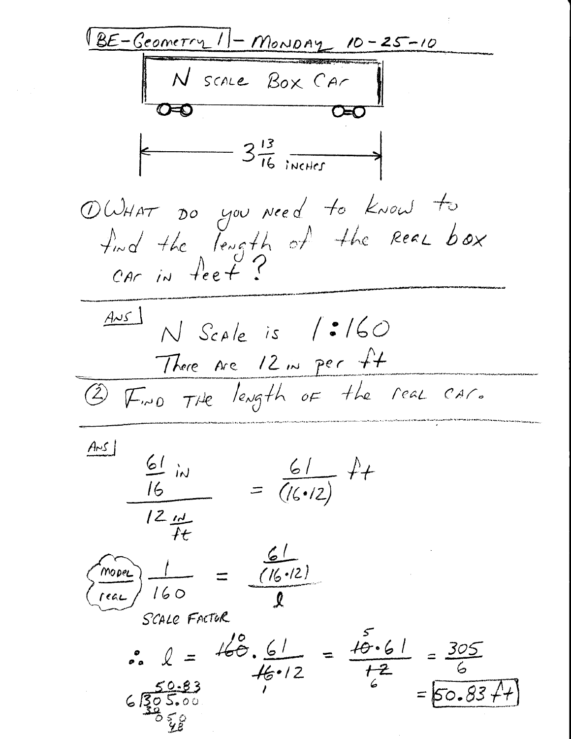# BE-Geometry 1 – Monday 10-25-10

N Scale Box Car

$3\frac{13}{16}$ inches

① What do you need to know to find the length of the real box car in feet?

ANS: N Scale is 1:160

There are 12 in per ft

② Find the length of the real car.

ANS:

$$\frac{\frac{61}{16}\text{ in}}{12\ \frac{\text{in}}{\text{ft}}} = \frac{61}{(16 \cdot 12)}\text{ ft}$$

$$\frac{\text{model}}{\text{real}}: \quad \frac{1}{160} = \frac{\frac{61}{(16 \cdot 12)}}{l}$$

Scale Factor

$$\therefore\ l = 160 \cdot \frac{61}{16 \cdot 12} = \frac{10 \cdot 61}{12} = \frac{5 \cdot 61}{6} = \frac{305}{6}$$

$$= \boxed{50.83\text{ ft}}$$

```
   50.83
6 )305.00
   30
    050
     48
```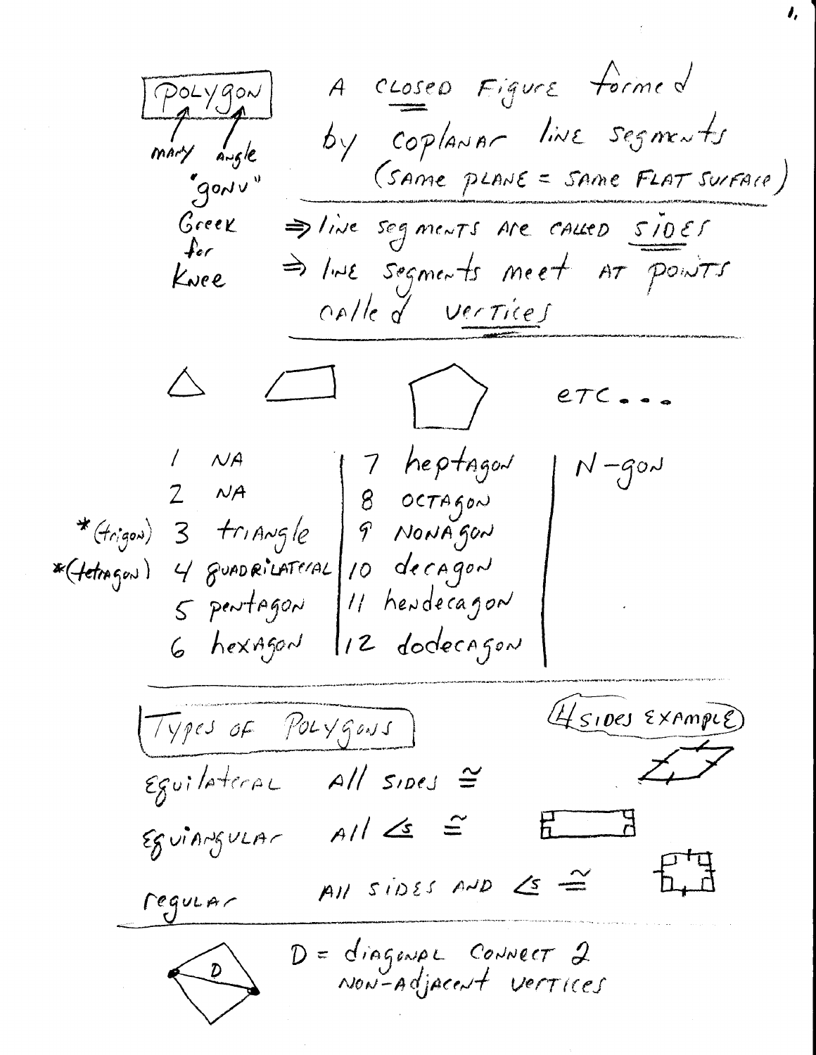**POLYGON** — A **closed** figure formed by coplanar line segments (same plane = same flat surface)

- POLY = many
- GON = angle ("gonu" Greek for knee)

⇒ line segments are called **SIDES**

⇒ line segments meet at points called **vertices**

etc...

| | | | |
|---|---|---|---|
| 1 | NA | 7 | heptagon |
| 2 | NA | 8 | octagon |
| *(trigon) 3 | triangle | 9 | nonagon |
| *(tetragon) 4 | quadrilateral | 10 | decagon |
| 5 | pentagon | 11 | hendecagon |
| 6 | hexagon | 12 | dodecagon |

N-gon

## Types of Polygons

(4 sides example)

- **Equilateral** — All sides $\cong$
- **Equiangular** — All $\angle$s $\cong$
- **Regular** — All sides and $\angle$s $\cong$

D = diagonal connect 2 non-adjacent vertices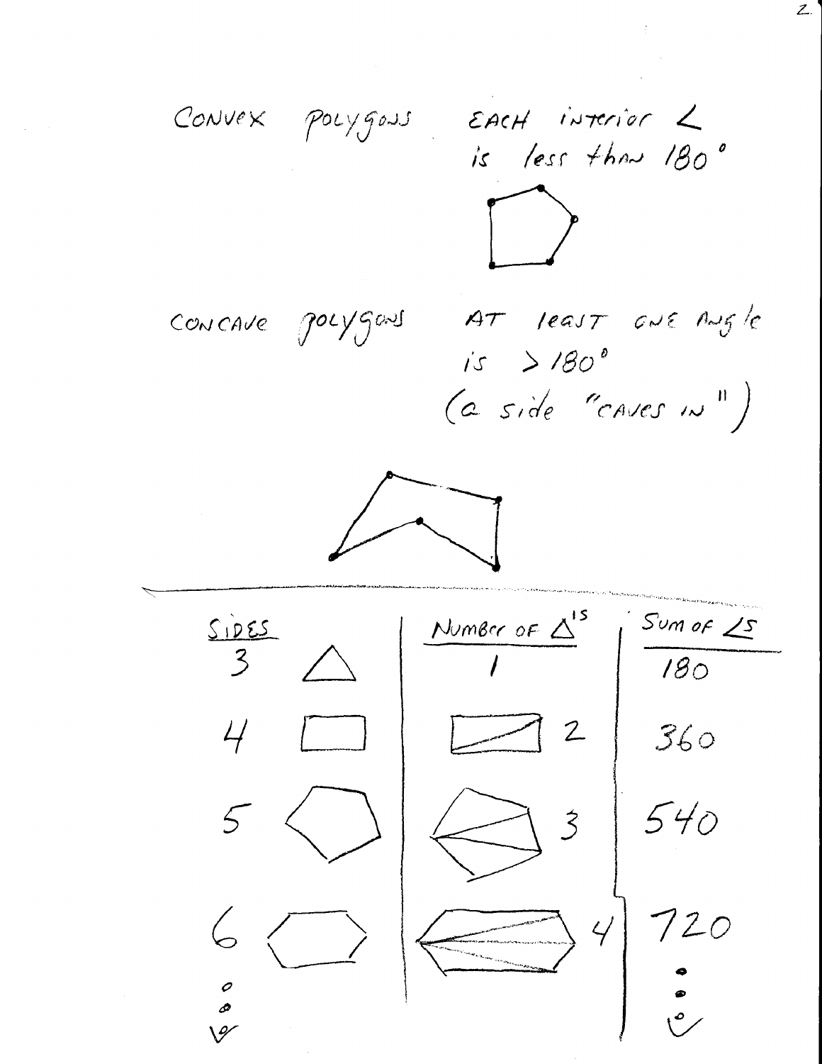CONVEX POLYGONS — EACH interior ∠ is less than 180°

CONCAVE POLYGONS — AT least ONE Angle is > 180° (a side "CAVES IN")

---

| SIDES | NUMBER OF △'s | SUM OF ∠s |
|---|---|---|
| 3 | 1 | 180 |
| 4 | 2 | 360 |
| 5 | 3 | 540 |
| 6 | 4 | 720 |
| ⋮ | | ⋮ |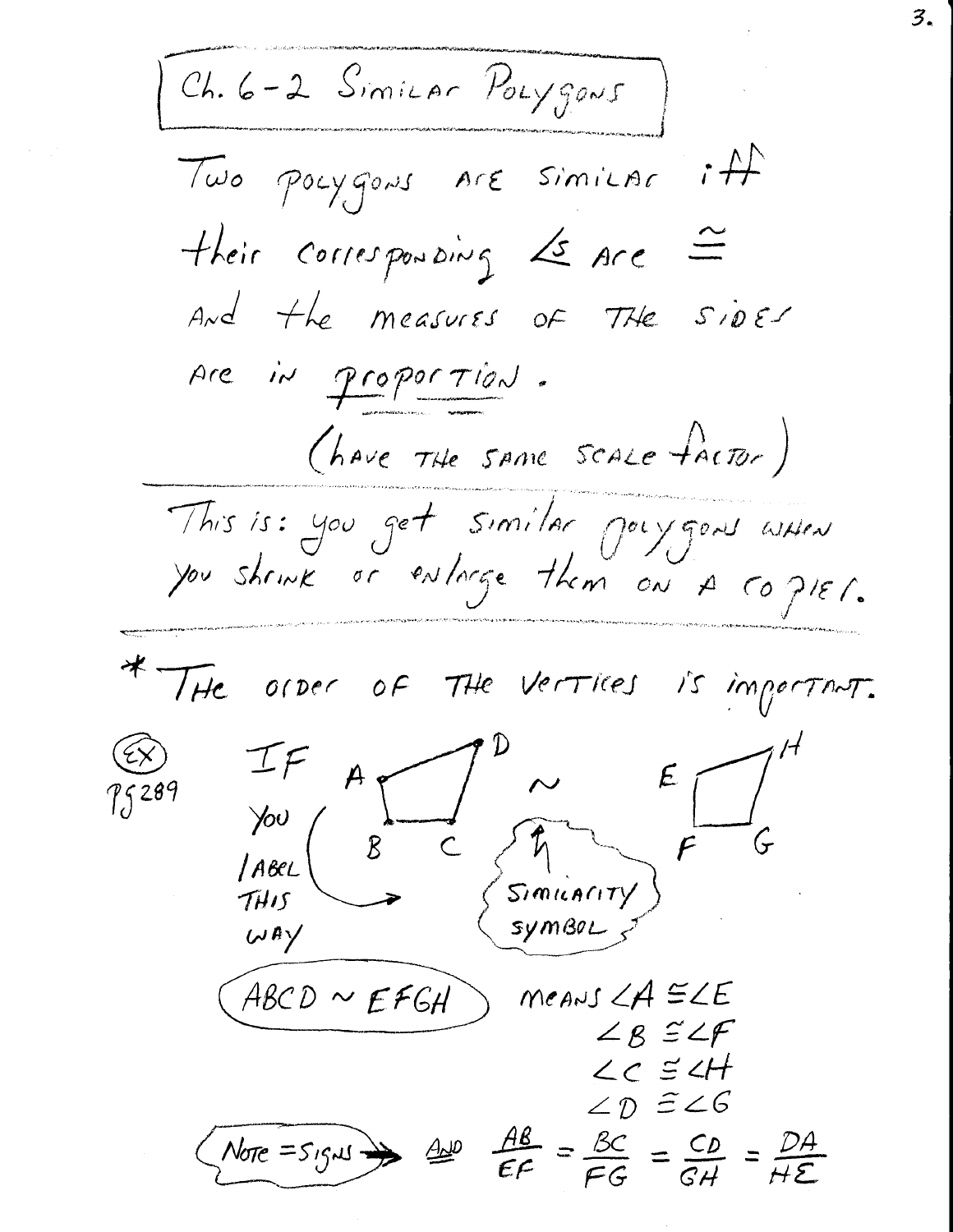# Ch. 6-2 Similar Polygons

Two polygons are similar iff their corresponding $\angle$s are $\cong$ and the measures of the sides are in proportion.

(have the same scale factor)

---

This is: you get similar polygons when you shrink or enlarge them on a copier.

---

\* The order of the vertices is important.

(EX) pg 289

If you label this way: A B C D $\sim$ E F G H (similarity symbol)

**ABCD $\sim$ EFGH** means

$\angle A \cong \angle E$

$\angle B \cong \angle F$

$\angle C \cong \angle H$

$\angle D \cong \angle G$

(Note = signs) and

$$\frac{AB}{EF} = \frac{BC}{FG} = \frac{CD}{GH} = \frac{DA}{HE}$$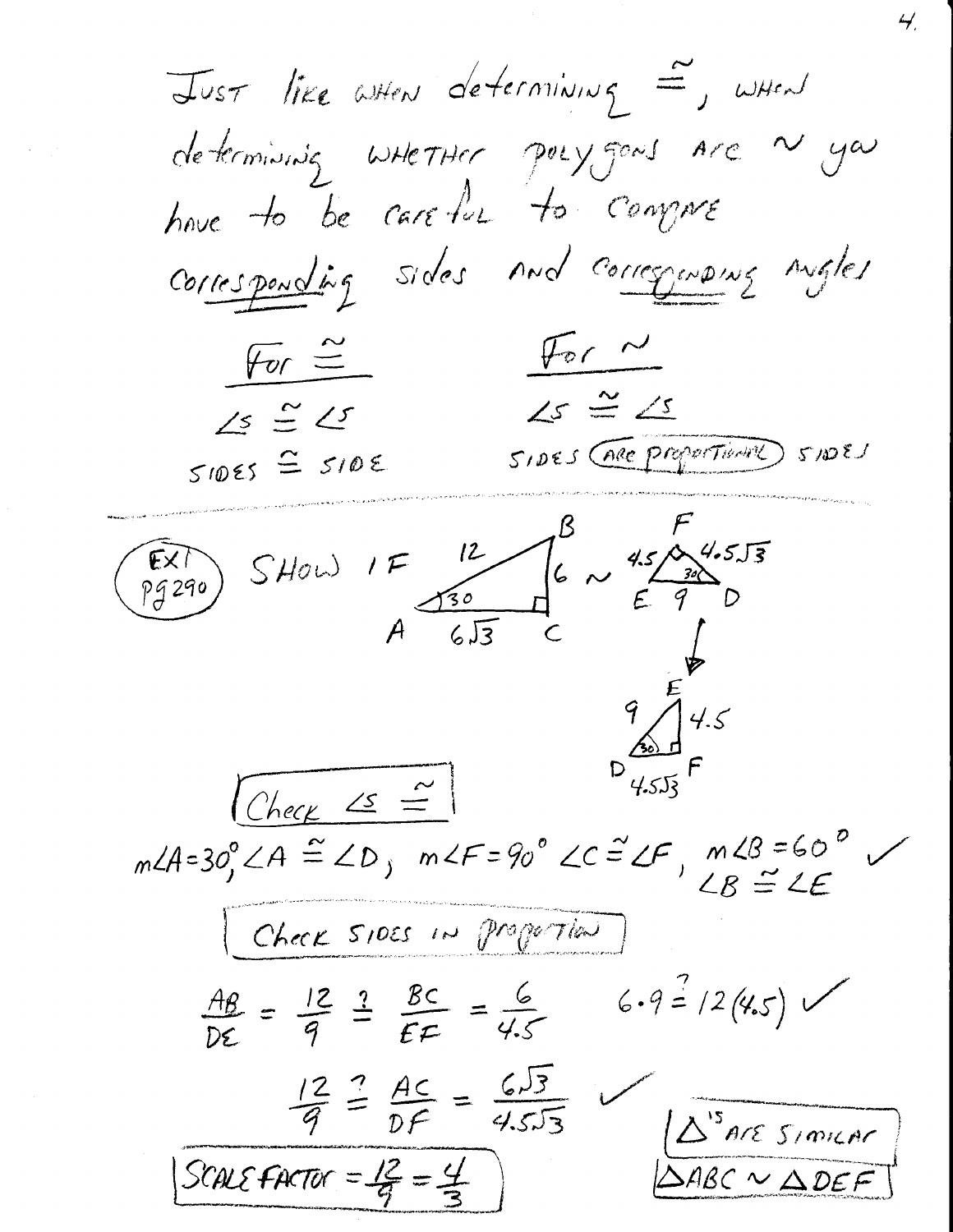Just like when determining $\cong$, when determining whether polygons are $\sim$ you have to be careful to compare corresponding sides and corresponding angles

| For $\cong$ | For $\sim$ |
| --- | --- |
| $\angle$s $\cong$ $\angle$s | $\angle$s $\cong$ $\angle$s |
| sides $\cong$ side | sides (are proportional) sides |

---

**Ex 1 pg 290** Show if [triangle ABC with AB = 12, BC = 6, AC = $6\sqrt{3}$, $\angle A = 30$, right angle at C] $\sim$ [triangle EFD with EF = 4.5, FD = $4.5\sqrt{3}$, ED = 9, $\angle D = 30$, right angle at F]

[Triangle EFD redrawn: ED = 9, EF = 4.5, DF = $4.5\sqrt{3}$, $\angle D = 30$, right angle at F]

**Check $\angle$s $\cong$**

$m\angle A = 30^\circ$, $\angle A \cong \angle D$, $m\angle F = 90^\circ$ $\angle C \cong \angle F$, $m\angle B = 60^\circ$ $\angle B \cong \angle E$ ✓

**Check sides in proportion**

$\frac{AB}{DE} = \frac{12}{9} \stackrel{?}{=} \frac{BC}{EF} = \frac{6}{4.5}$ $\quad 6 \cdot 9 \stackrel{?}{=} 12(4.5)$ ✓

$\frac{12}{9} \stackrel{?}{=} \frac{AC}{DF} = \frac{6\sqrt{3}}{4.5\sqrt{3}}$ ✓

**Scale factor $= \frac{12}{9} = \frac{4}{3}$**

**$\triangle$'s are similar**
**$\triangle ABC \sim \triangle DEF$**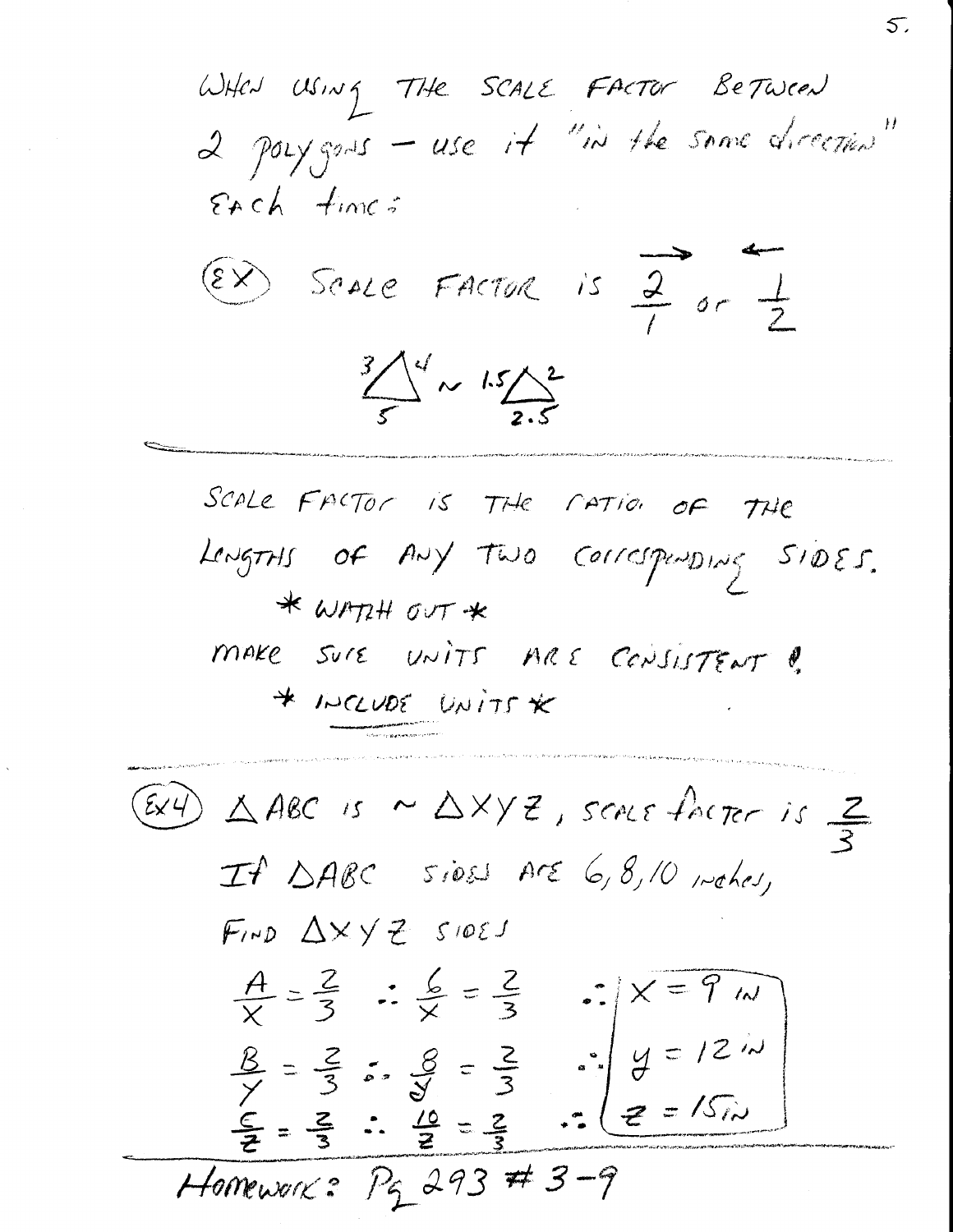WHEN USING THE SCALE FACTOR BETWEEN 2 POLYGONS – use it "in the same direction" EACH time:

(EX) SCALE FACTOR is $\overrightarrow{\frac{2}{1}}$ or $\overleftarrow{\frac{1}{2}}$

Triangle with sides 3, 4, 5 ~ triangle with sides 1.5, 2, 2.5

---

SCALE FACTOR IS THE RATIO OF THE LENGTHS OF ANY TWO CORRESPONDING SIDES.

\* WATCH OUT \*

MAKE SURE UNITS ARE CONSISTENT !

\* INCLUDE UNITS \*

---

(EX4) $\triangle ABC$ IS ~ $\triangle XYZ$, SCALE FACTOR IS $\frac{2}{3}$

If $\triangle ABC$ SIDES ARE 6, 8, 10 inches,

FIND $\triangle XYZ$ SIDES

$\frac{A}{X} = \frac{2}{3} \therefore \frac{6}{X} = \frac{2}{3} \quad \therefore X = 9 \text{ IN}$

$\frac{B}{Y} = \frac{2}{3} \therefore \frac{8}{Y} = \frac{2}{3} \quad \therefore Y = 12 \text{ IN}$

$\frac{C}{Z} = \frac{2}{3} \therefore \frac{10}{Z} = \frac{2}{3} \quad \therefore Z = 15 \text{ IN}$

---

Homework: Pg 293 # 3–9